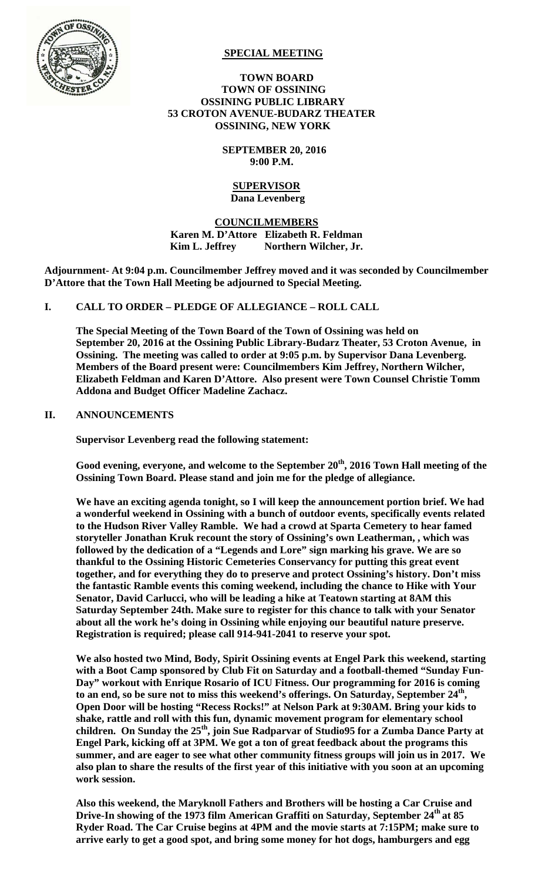**SPECIAL MEETING**

**TOWN BOARD**
**TOWN OF OSSINING**
**OSSINING PUBLIC LIBRARY**
**53 CROTON AVENUE-BUDARZ THEATER**
**OSSINING, NEW YORK**

**SEPTEMBER 20, 2016**
**9:00 P.M.**

**SUPERVISOR**
**Dana Levenberg**

**COUNCILMEMBERS**
**Karen M. D'Attore Elizabeth R. Feldman**
**Kim L. Jeffrey Northern Wilcher, Jr.**

**Adjournment- At 9:04 p.m. Councilmember Jeffrey moved and it was seconded by Councilmember D'Attore that the Town Hall Meeting be adjourned to Special Meeting.**

## I. CALL TO ORDER – PLEDGE OF ALLEGIANCE – ROLL CALL

**The Special Meeting of the Town Board of the Town of Ossining was held on September 20, 2016 at the Ossining Public Library-Budarz Theater, 53 Croton Avenue, in Ossining. The meeting was called to order at 9:05 p.m. by Supervisor Dana Levenberg. Members of the Board present were: Councilmembers Kim Jeffrey, Northern Wilcher, Elizabeth Feldman and Karen D'Attore. Also present were Town Counsel Christie Tomm Addona and Budget Officer Madeline Zachacz.**

## II. ANNOUNCEMENTS

**Supervisor Levenberg read the following statement:**

**Good evening, everyone, and welcome to the September 20th, 2016 Town Hall meeting of the Ossining Town Board. Please stand and join me for the pledge of allegiance.**

**We have an exciting agenda tonight, so I will keep the announcement portion brief. We had a wonderful weekend in Ossining with a bunch of outdoor events, specifically events related to the Hudson River Valley Ramble. We had a crowd at Sparta Cemetery to hear famed storyteller Jonathan Kruk recount the story of Ossining's own Leatherman, , which was followed by the dedication of a "Legends and Lore" sign marking his grave. We are so thankful to the Ossining Historic Cemeteries Conservancy for putting this great event together, and for everything they do to preserve and protect Ossining's history. Don't miss the fantastic Ramble events this coming weekend, including the chance to Hike with Your Senator, David Carlucci, who will be leading a hike at Teatown starting at 8AM this Saturday September 24th. Make sure to register for this chance to talk with your Senator about all the work he's doing in Ossining while enjoying our beautiful nature preserve. Registration is required; please call 914-941-2041 to reserve your spot.**

**We also hosted two Mind, Body, Spirit Ossining events at Engel Park this weekend, starting with a Boot Camp sponsored by Club Fit on Saturday and a football-themed "Sunday Fun-Day" workout with Enrique Rosario of ICU Fitness. Our programming for 2016 is coming to an end, so be sure not to miss this weekend's offerings. On Saturday, September 24th, Open Door will be hosting "Recess Rocks!" at Nelson Park at 9:30AM. Bring your kids to shake, rattle and roll with this fun, dynamic movement program for elementary school children. On Sunday the 25th, join Sue Radparvar of Studio95 for a Zumba Dance Party at Engel Park, kicking off at 3PM. We got a ton of great feedback about the programs this summer, and are eager to see what other community fitness groups will join us in 2017. We also plan to share the results of the first year of this initiative with you soon at an upcoming work session.**

**Also this weekend, the Maryknoll Fathers and Brothers will be hosting a Car Cruise and Drive-In showing of the 1973 film American Graffiti on Saturday, September 24th at 85 Ryder Road. The Car Cruise begins at 4PM and the movie starts at 7:15PM; make sure to arrive early to get a good spot, and bring some money for hot dogs, hamburgers and egg**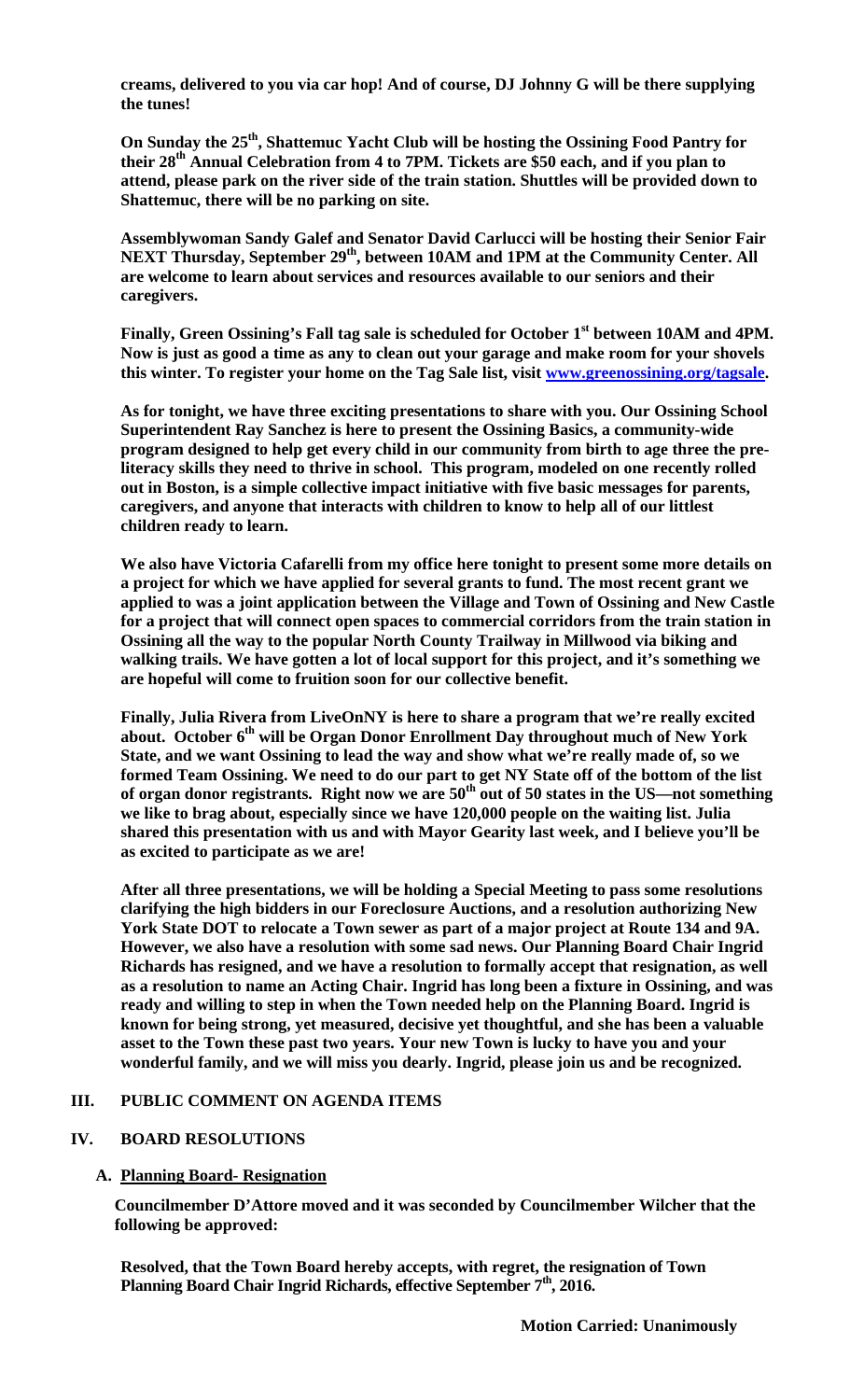**creams, delivered to you via car hop! And of course, DJ Johnny G will be there supplying the tunes!**

**On Sunday the 25th, Shattemuc Yacht Club will be hosting the Ossining Food Pantry for their 28th Annual Celebration from 4 to 7PM. Tickets are $50 each, and if you plan to attend, please park on the river side of the train station. Shuttles will be provided down to Shattemuc, there will be no parking on site.**

**Assemblywoman Sandy Galef and Senator David Carlucci will be hosting their Senior Fair NEXT Thursday, September 29th, between 10AM and 1PM at the Community Center. All are welcome to learn about services and resources available to our seniors and their caregivers.**

**Finally, Green Ossining's Fall tag sale is scheduled for October 1st between 10AM and 4PM. Now is just as good a time as any to clean out your garage and make room for your shovels this winter. To register your home on the Tag Sale list, visit www.greenossining.org/tagsale.**

**As for tonight, we have three exciting presentations to share with you. Our Ossining School Superintendent Ray Sanchez is here to present the Ossining Basics, a community-wide program designed to help get every child in our community from birth to age three the pre-literacy skills they need to thrive in school. This program, modeled on one recently rolled out in Boston, is a simple collective impact initiative with five basic messages for parents, caregivers, and anyone that interacts with children to know to help all of our littlest children ready to learn.**

**We also have Victoria Cafarelli from my office here tonight to present some more details on a project for which we have applied for several grants to fund. The most recent grant we applied to was a joint application between the Village and Town of Ossining and New Castle for a project that will connect open spaces to commercial corridors from the train station in Ossining all the way to the popular North County Trailway in Millwood via biking and walking trails. We have gotten a lot of local support for this project, and it's something we are hopeful will come to fruition soon for our collective benefit.**

**Finally, Julia Rivera from LiveOnNY is here to share a program that we're really excited about. October 6th will be Organ Donor Enrollment Day throughout much of New York State, and we want Ossining to lead the way and show what we're really made of, so we formed Team Ossining. We need to do our part to get NY State off of the bottom of the list of organ donor registrants. Right now we are 50th out of 50 states in the US—not something we like to brag about, especially since we have 120,000 people on the waiting list. Julia shared this presentation with us and with Mayor Gearity last week, and I believe you'll be as excited to participate as we are!**

**After all three presentations, we will be holding a Special Meeting to pass some resolutions clarifying the high bidders in our Foreclosure Auctions, and a resolution authorizing New York State DOT to relocate a Town sewer as part of a major project at Route 134 and 9A. However, we also have a resolution with some sad news. Our Planning Board Chair Ingrid Richards has resigned, and we have a resolution to formally accept that resignation, as well as a resolution to name an Acting Chair. Ingrid has long been a fixture in Ossining, and was ready and willing to step in when the Town needed help on the Planning Board. Ingrid is known for being strong, yet measured, decisive yet thoughtful, and she has been a valuable asset to the Town these past two years. Your new Town is lucky to have you and your wonderful family, and we will miss you dearly. Ingrid, please join us and be recognized.**

## III. PUBLIC COMMENT ON AGENDA ITEMS

## IV. BOARD RESOLUTIONS

### A. Planning Board- Resignation

**Councilmember D'Attore moved and it was seconded by Councilmember Wilcher that the following be approved:**

**Resolved, that the Town Board hereby accepts, with regret, the resignation of Town Planning Board Chair Ingrid Richards, effective September 7th, 2016.**

**Motion Carried: Unanimously**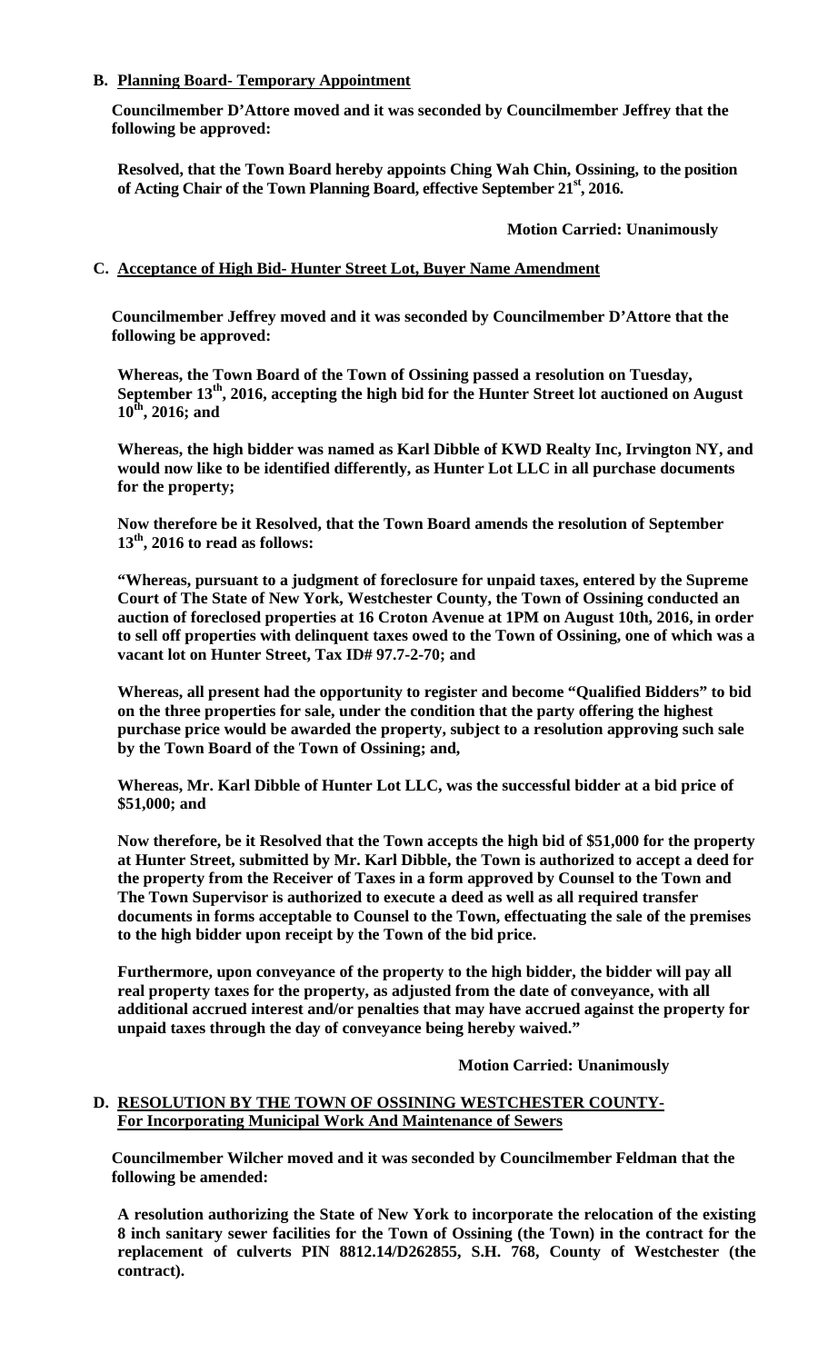**B. Planning Board- Temporary Appointment**

**Councilmember D'Attore moved and it was seconded by Councilmember Jeffrey that the following be approved:**

**Resolved, that the Town Board hereby appoints Ching Wah Chin, Ossining, to the position of Acting Chair of the Town Planning Board, effective September 21st, 2016.**

**Motion Carried: Unanimously**

**C. Acceptance of High Bid- Hunter Street Lot, Buyer Name Amendment**

**Councilmember Jeffrey moved and it was seconded by Councilmember D'Attore that the following be approved:**

**Whereas, the Town Board of the Town of Ossining passed a resolution on Tuesday, September 13th, 2016, accepting the high bid for the Hunter Street lot auctioned on August 10th, 2016; and**

**Whereas, the high bidder was named as Karl Dibble of KWD Realty Inc, Irvington NY, and would now like to be identified differently, as Hunter Lot LLC in all purchase documents for the property;**

**Now therefore be it Resolved, that the Town Board amends the resolution of September 13th, 2016 to read as follows:**

**"Whereas, pursuant to a judgment of foreclosure for unpaid taxes, entered by the Supreme Court of The State of New York, Westchester County, the Town of Ossining conducted an auction of foreclosed properties at 16 Croton Avenue at 1PM on August 10th, 2016, in order to sell off properties with delinquent taxes owed to the Town of Ossining, one of which was a vacant lot on Hunter Street, Tax ID# 97.7-2-70; and**

**Whereas, all present had the opportunity to register and become "Qualified Bidders" to bid on the three properties for sale, under the condition that the party offering the highest purchase price would be awarded the property, subject to a resolution approving such sale by the Town Board of the Town of Ossining; and,**

**Whereas, Mr. Karl Dibble of Hunter Lot LLC, was the successful bidder at a bid price of $51,000; and**

**Now therefore, be it Resolved that the Town accepts the high bid of $51,000 for the property at Hunter Street, submitted by Mr. Karl Dibble, the Town is authorized to accept a deed for the property from the Receiver of Taxes in a form approved by Counsel to the Town and The Town Supervisor is authorized to execute a deed as well as all required transfer documents in forms acceptable to Counsel to the Town, effectuating the sale of the premises to the high bidder upon receipt by the Town of the bid price.**

**Furthermore, upon conveyance of the property to the high bidder, the bidder will pay all real property taxes for the property, as adjusted from the date of conveyance, with all additional accrued interest and/or penalties that may have accrued against the property for unpaid taxes through the day of conveyance being hereby waived."**

**Motion Carried: Unanimously**

**D. RESOLUTION BY THE TOWN OF OSSINING WESTCHESTER COUNTY- For Incorporating Municipal Work And Maintenance of Sewers**

**Councilmember Wilcher moved and it was seconded by Councilmember Feldman that the following be amended:**

**A resolution authorizing the State of New York to incorporate the relocation of the existing 8 inch sanitary sewer facilities for the Town of Ossining (the Town) in the contract for the replacement of culverts PIN 8812.14/D262855, S.H. 768, County of Westchester (the contract).**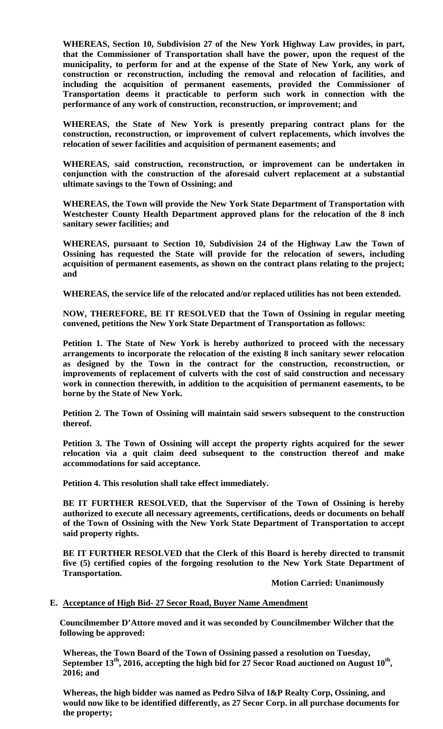**WHEREAS, Section 10, Subdivision 27 of the New York Highway Law provides, in part, that the Commissioner of Transportation shall have the power, upon the request of the municipality, to perform for and at the expense of the State of New York, any work of construction or reconstruction, including the removal and relocation of facilities, and including the acquisition of permanent easements, provided the Commissioner of Transportation deems it practicable to perform such work in connection with the performance of any work of construction, reconstruction, or improvement; and**

**WHEREAS, the State of New York is presently preparing contract plans for the construction, reconstruction, or improvement of culvert replacements, which involves the relocation of sewer facilities and acquisition of permanent easements; and**

**WHEREAS, said construction, reconstruction, or improvement can be undertaken in conjunction with the construction of the aforesaid culvert replacement at a substantial ultimate savings to the Town of Ossining; and**

**WHEREAS, the Town will provide the New York State Department of Transportation with Westchester County Health Department approved plans for the relocation of the 8 inch sanitary sewer facilities; and**

**WHEREAS, pursuant to Section 10, Subdivision 24 of the Highway Law the Town of Ossining has requested the State will provide for the relocation of sewers, including acquisition of permanent easements, as shown on the contract plans relating to the project; and**

**WHEREAS, the service life of the relocated and/or replaced utilities has not been extended.**

**NOW, THEREFORE, BE IT RESOLVED that the Town of Ossining in regular meeting convened, petitions the New York State Department of Transportation as follows:**

**Petition 1. The State of New York is hereby authorized to proceed with the necessary arrangements to incorporate the relocation of the existing 8 inch sanitary sewer relocation as designed by the Town in the contract for the construction, reconstruction, or improvements of replacement of culverts with the cost of said construction and necessary work in connection therewith, in addition to the acquisition of permanent easements, to be borne by the State of New York.**

**Petition 2. The Town of Ossining will maintain said sewers subsequent to the construction thereof.**

**Petition 3. The Town of Ossining will accept the property rights acquired for the sewer relocation via a quit claim deed subsequent to the construction thereof and make accommodations for said acceptance.**

**Petition 4. This resolution shall take effect immediately.**

**BE IT FURTHER RESOLVED, that the Supervisor of the Town of Ossining is hereby authorized to execute all necessary agreements, certifications, deeds or documents on behalf of the Town of Ossining with the New York State Department of Transportation to accept said property rights.**

**BE IT FURTHER RESOLVED that the Clerk of this Board is hereby directed to transmit five (5) certified copies of the forgoing resolution to the New York State Department of Transportation.**

**Motion Carried: Unanimously**

**E. Acceptance of High Bid- 27 Secor Road, Buyer Name Amendment**

**Councilmember D'Attore moved and it was seconded by Councilmember Wilcher that the following be approved:**

**Whereas, the Town Board of the Town of Ossining passed a resolution on Tuesday, September 13th, 2016, accepting the high bid for 27 Secor Road auctioned on August 10th, 2016; and**

**Whereas, the high bidder was named as Pedro Silva of I&P Realty Corp, Ossining, and would now like to be identified differently, as 27 Secor Corp. in all purchase documents for the property;**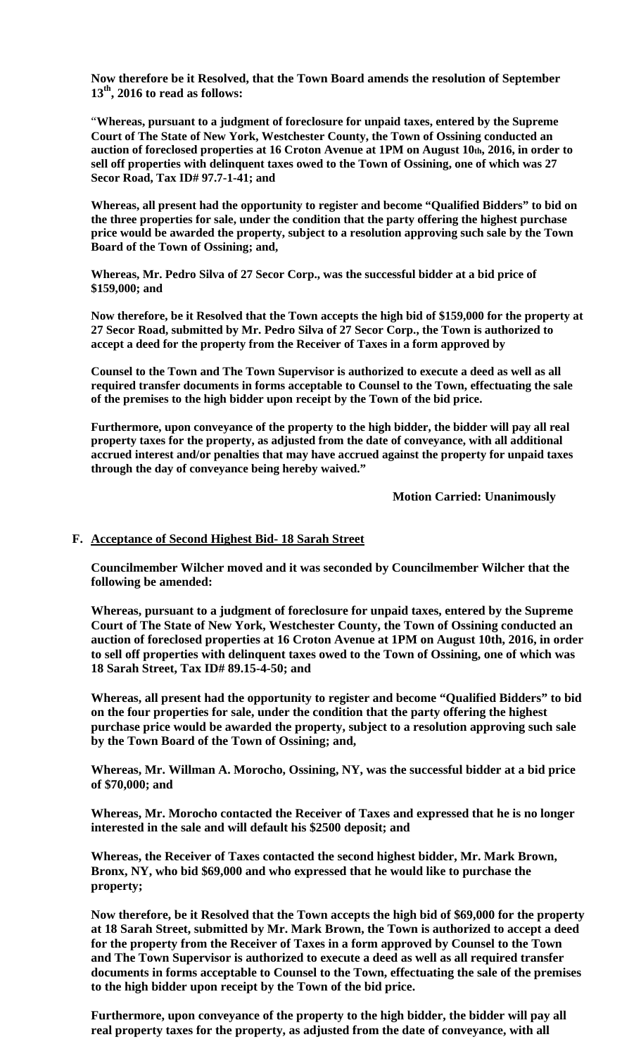**Now therefore be it Resolved, that the Town Board amends the resolution of September 13th, 2016 to read as follows:**

"**Whereas, pursuant to a judgment of foreclosure for unpaid taxes, entered by the Supreme Court of The State of New York, Westchester County, the Town of Ossining conducted an auction of foreclosed properties at 16 Croton Avenue at 1PM on August 10th, 2016, in order to sell off properties with delinquent taxes owed to the Town of Ossining, one of which was 27 Secor Road, Tax ID# 97.7-1-41; and**

**Whereas, all present had the opportunity to register and become "Qualified Bidders" to bid on the three properties for sale, under the condition that the party offering the highest purchase price would be awarded the property, subject to a resolution approving such sale by the Town Board of the Town of Ossining; and,**

**Whereas, Mr. Pedro Silva of 27 Secor Corp., was the successful bidder at a bid price of $159,000; and**

**Now therefore, be it Resolved that the Town accepts the high bid of $159,000 for the property at 27 Secor Road, submitted by Mr. Pedro Silva of 27 Secor Corp., the Town is authorized to accept a deed for the property from the Receiver of Taxes in a form approved by**

**Counsel to the Town and The Town Supervisor is authorized to execute a deed as well as all required transfer documents in forms acceptable to Counsel to the Town, effectuating the sale of the premises to the high bidder upon receipt by the Town of the bid price.**

**Furthermore, upon conveyance of the property to the high bidder, the bidder will pay all real property taxes for the property, as adjusted from the date of conveyance, with all additional accrued interest and/or penalties that may have accrued against the property for unpaid taxes through the day of conveyance being hereby waived."**

**Motion Carried: Unanimously**

**F. Acceptance of Second Highest Bid- 18 Sarah Street**

**Councilmember Wilcher moved and it was seconded by Councilmember Wilcher that the following be amended:**

**Whereas, pursuant to a judgment of foreclosure for unpaid taxes, entered by the Supreme Court of The State of New York, Westchester County, the Town of Ossining conducted an auction of foreclosed properties at 16 Croton Avenue at 1PM on August 10th, 2016, in order to sell off properties with delinquent taxes owed to the Town of Ossining, one of which was 18 Sarah Street, Tax ID# 89.15-4-50; and**

**Whereas, all present had the opportunity to register and become "Qualified Bidders" to bid on the four properties for sale, under the condition that the party offering the highest purchase price would be awarded the property, subject to a resolution approving such sale by the Town Board of the Town of Ossining; and,**

**Whereas, Mr. Willman A. Morocho, Ossining, NY, was the successful bidder at a bid price of $70,000; and**

**Whereas, Mr. Morocho contacted the Receiver of Taxes and expressed that he is no longer interested in the sale and will default his $2500 deposit; and**

**Whereas, the Receiver of Taxes contacted the second highest bidder, Mr. Mark Brown, Bronx, NY, who bid $69,000 and who expressed that he would like to purchase the property;**

**Now therefore, be it Resolved that the Town accepts the high bid of $69,000 for the property at 18 Sarah Street, submitted by Mr. Mark Brown, the Town is authorized to accept a deed for the property from the Receiver of Taxes in a form approved by Counsel to the Town and The Town Supervisor is authorized to execute a deed as well as all required transfer documents in forms acceptable to Counsel to the Town, effectuating the sale of the premises to the high bidder upon receipt by the Town of the bid price.**

**Furthermore, upon conveyance of the property to the high bidder, the bidder will pay all real property taxes for the property, as adjusted from the date of conveyance, with all**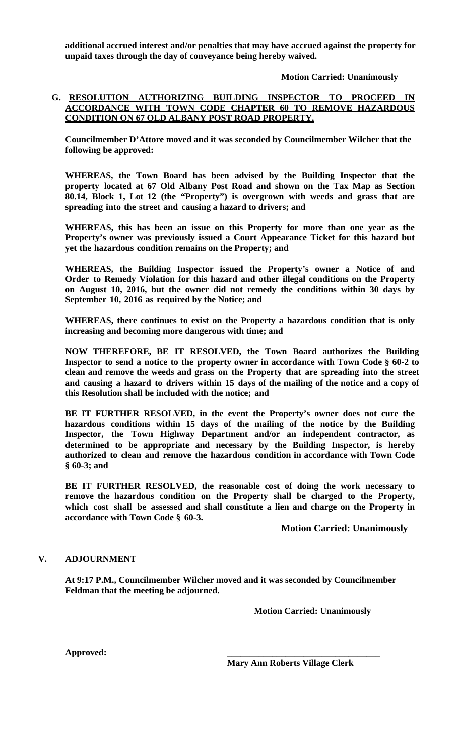**additional accrued interest and/or penalties that may have accrued against the property for unpaid taxes through the day of conveyance being hereby waived.**

**Motion Carried: Unanimously**

**G. RESOLUTION AUTHORIZING BUILDING INSPECTOR TO PROCEED IN ACCORDANCE WITH TOWN CODE CHAPTER 60 TO REMOVE HAZARDOUS CONDITION ON 67 OLD ALBANY POST ROAD PROPERTY.**

**Councilmember D'Attore moved and it was seconded by Councilmember Wilcher that the following be approved:**

**WHEREAS, the Town Board has been advised by the Building Inspector that the property located at 67 Old Albany Post Road and shown on the Tax Map as Section 80.14, Block 1, Lot 12 (the "Property") is overgrown with weeds and grass that are spreading into the street and causing a hazard to drivers; and**

**WHEREAS, this has been an issue on this Property for more than one year as the Property's owner was previously issued a Court Appearance Ticket for this hazard but yet the hazardous condition remains on the Property; and**

**WHEREAS, the Building Inspector issued the Property's owner a Notice of and Order to Remedy Violation for this hazard and other illegal conditions on the Property on August 10, 2016, but the owner did not remedy the conditions within 30 days by September 10, 2016 as required by the Notice; and**

**WHEREAS, there continues to exist on the Property a hazardous condition that is only increasing and becoming more dangerous with time; and**

**NOW THEREFORE, BE IT RESOLVED, the Town Board authorizes the Building Inspector to send a notice to the property owner in accordance with Town Code § 60-2 to clean and remove the weeds and grass on the Property that are spreading into the street and causing a hazard to drivers within 15 days of the mailing of the notice and a copy of this Resolution shall be included with the notice; and**

**BE IT FURTHER RESOLVED, in the event the Property's owner does not cure the hazardous conditions within 15 days of the mailing of the notice by the Building Inspector, the Town Highway Department and/or an independent contractor, as determined to be appropriate and necessary by the Building Inspector, is hereby authorized to clean and remove the hazardous condition in accordance with Town Code § 60-3; and**

**BE IT FURTHER RESOLVED, the reasonable cost of doing the work necessary to remove the hazardous condition on the Property shall be charged to the Property, which cost shall be assessed and shall constitute a lien and charge on the Property in accordance with Town Code § 60-3.**

**Motion Carried: Unanimously**

## V. ADJOURNMENT

**At 9:17 P.M., Councilmember Wilcher moved and it was seconded by Councilmember Feldman that the meeting be adjourned.**

**Motion Carried: Unanimously**

**Approved:** \_\_\_\_\_\_\_\_\_\_\_\_\_\_\_\_\_\_\_\_\_\_\_\_\_\_\_\_\_\_\_\_\_\_

**Mary Ann Roberts Village Clerk**